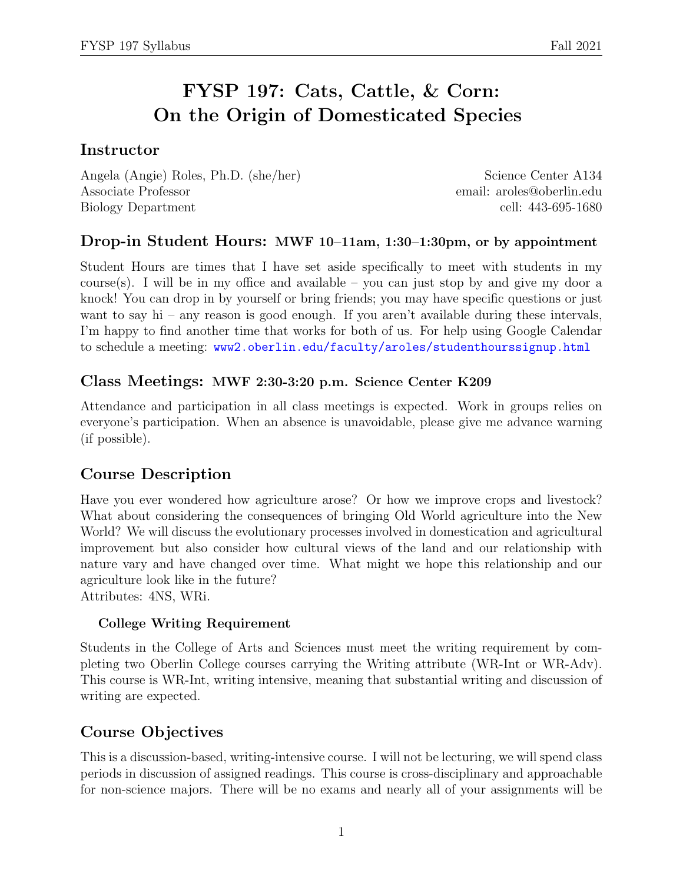# FYSP 197: Cats, Cattle, & Corn: On the Origin of Domesticated Species

## Instructor

Angela (Angie) Roles, Ph.D. (she/her)
Associate Professor
Biology Department

Science Center A134
email: aroles@oberlin.edu
cell: 443-695-1680

## Drop-in Student Hours: MWF 10–11am, 1:30–1:30pm, or by appointment

Student Hours are times that I have set aside specifically to meet with students in my course(s). I will be in my office and available – you can just stop by and give my door a knock! You can drop in by yourself or bring friends; you may have specific questions or just want to say hi – any reason is good enough. If you aren't available during these intervals, I'm happy to find another time that works for both of us. For help using Google Calendar to schedule a meeting: www2.oberlin.edu/faculty/aroles/studenthourssignup.html

## Class Meetings: MWF 2:30-3:20 p.m. Science Center K209

Attendance and participation in all class meetings is expected. Work in groups relies on everyone's participation. When an absence is unavoidable, please give me advance warning (if possible).

## Course Description

Have you ever wondered how agriculture arose? Or how we improve crops and livestock? What about considering the consequences of bringing Old World agriculture into the New World? We will discuss the evolutionary processes involved in domestication and agricultural improvement but also consider how cultural views of the land and our relationship with nature vary and have changed over time. What might we hope this relationship and our agriculture look like in the future?
Attributes: 4NS, WRi.

### College Writing Requirement

Students in the College of Arts and Sciences must meet the writing requirement by completing two Oberlin College courses carrying the Writing attribute (WR-Int or WR-Adv). This course is WR-Int, writing intensive, meaning that substantial writing and discussion of writing are expected.

## Course Objectives

This is a discussion-based, writing-intensive course. I will not be lecturing, we will spend class periods in discussion of assigned readings. This course is cross-disciplinary and approachable for non-science majors. There will be no exams and nearly all of your assignments will be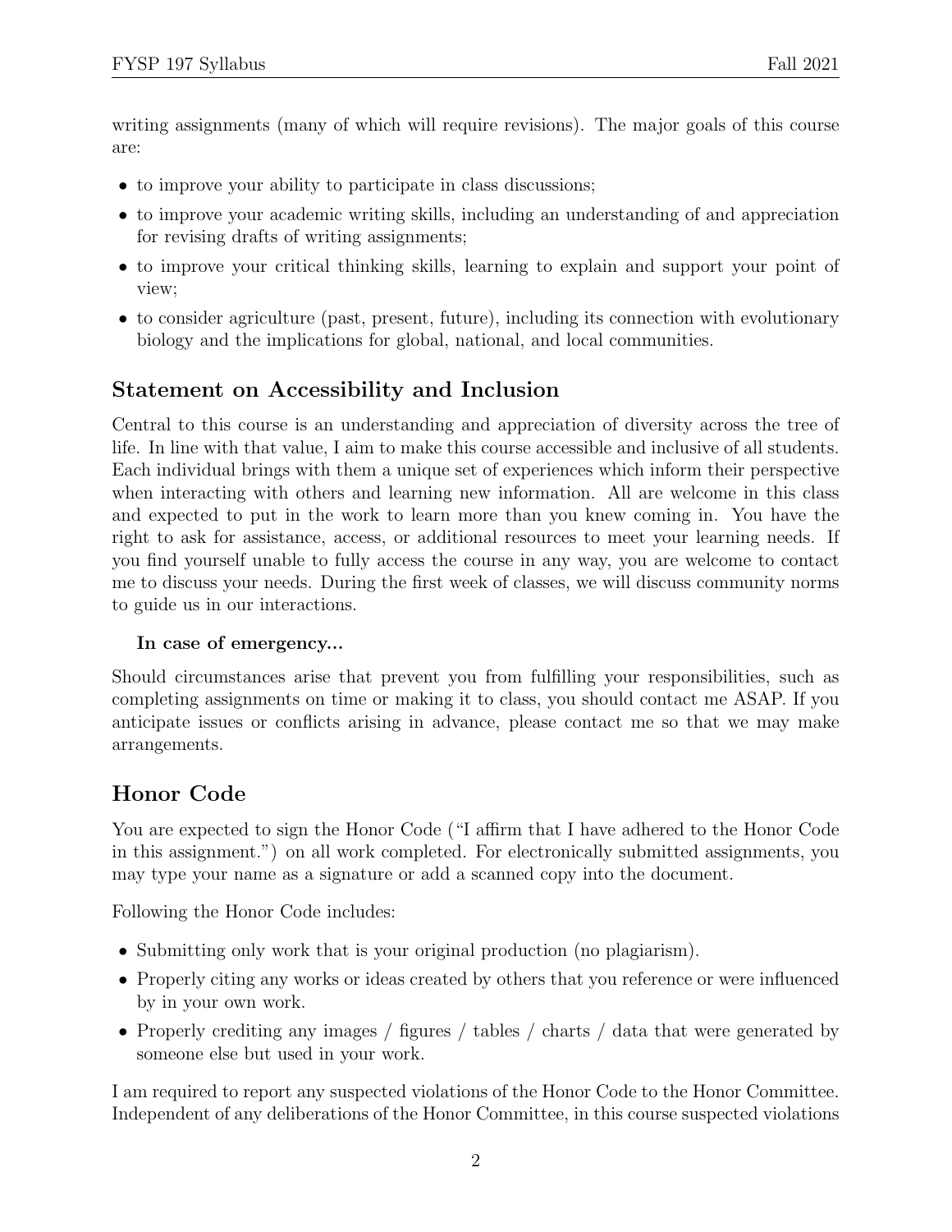writing assignments (many of which will require revisions). The major goals of this course are:

- to improve your ability to participate in class discussions;
- to improve your academic writing skills, including an understanding of and appreciation for revising drafts of writing assignments;
- to improve your critical thinking skills, learning to explain and support your point of view;
- to consider agriculture (past, present, future), including its connection with evolutionary biology and the implications for global, national, and local communities.

## Statement on Accessibility and Inclusion

Central to this course is an understanding and appreciation of diversity across the tree of life. In line with that value, I aim to make this course accessible and inclusive of all students. Each individual brings with them a unique set of experiences which inform their perspective when interacting with others and learning new information. All are welcome in this class and expected to put in the work to learn more than you knew coming in. You have the right to ask for assistance, access, or additional resources to meet your learning needs. If you find yourself unable to fully access the course in any way, you are welcome to contact me to discuss your needs. During the first week of classes, we will discuss community norms to guide us in our interactions.

#### In case of emergency...

Should circumstances arise that prevent you from fulfilling your responsibilities, such as completing assignments on time or making it to class, you should contact me ASAP. If you anticipate issues or conflicts arising in advance, please contact me so that we may make arrangements.

## Honor Code

You are expected to sign the Honor Code ("I affirm that I have adhered to the Honor Code in this assignment.") on all work completed. For electronically submitted assignments, you may type your name as a signature or add a scanned copy into the document.

Following the Honor Code includes:

- Submitting only work that is your original production (no plagiarism).
- Properly citing any works or ideas created by others that you reference or were influenced by in your own work.
- Properly crediting any images / figures / tables / charts / data that were generated by someone else but used in your work.

I am required to report any suspected violations of the Honor Code to the Honor Committee. Independent of any deliberations of the Honor Committee, in this course suspected violations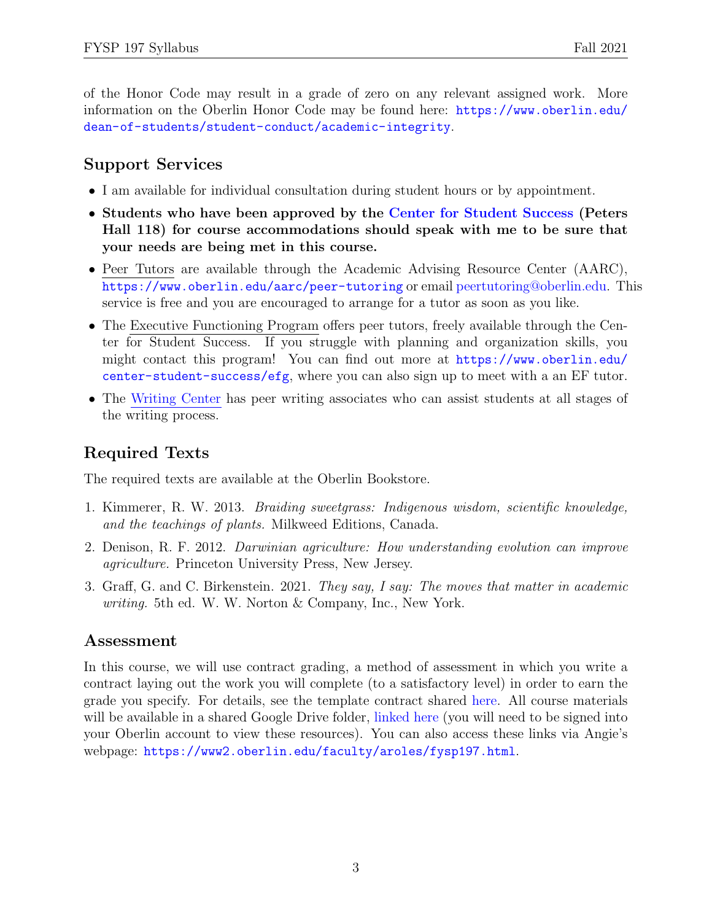of the Honor Code may result in a grade of zero on any relevant assigned work. More information on the Oberlin Honor Code may be found here: https://www.oberlin.edu/dean-of-students/student-conduct/academic-integrity.

## Support Services

- I am available for individual consultation during student hours or by appointment.
- **Students who have been approved by the Center for Student Success (Peters Hall 118) for course accommodations should speak with me to be sure that your needs are being met in this course.**
- Peer Tutors are available through the Academic Advising Resource Center (AARC), https://www.oberlin.edu/aarc/peer-tutoring or email peertutoring@oberlin.edu. This service is free and you are encouraged to arrange for a tutor as soon as you like.
- The Executive Functioning Program offers peer tutors, freely available through the Center for Student Success. If you struggle with planning and organization skills, you might contact this program! You can find out more at https://www.oberlin.edu/center-student-success/efg, where you can also sign up to meet with a an EF tutor.
- The Writing Center has peer writing associates who can assist students at all stages of the writing process.

## Required Texts

The required texts are available at the Oberlin Bookstore.

1. Kimmerer, R. W. 2013. *Braiding sweetgrass: Indigenous wisdom, scientific knowledge, and the teachings of plants.* Milkweed Editions, Canada.
2. Denison, R. F. 2012. *Darwinian agriculture: How understanding evolution can improve agriculture.* Princeton University Press, New Jersey.
3. Graff, G. and C. Birkenstein. 2021. *They say, I say: The moves that matter in academic writing.* 5th ed. W. W. Norton & Company, Inc., New York.

## Assessment

In this course, we will use contract grading, a method of assessment in which you write a contract laying out the work you will complete (to a satisfactory level) in order to earn the grade you specify. For details, see the template contract shared here. All course materials will be available in a shared Google Drive folder, linked here (you will need to be signed into your Oberlin account to view these resources). You can also access these links via Angie's webpage: https://www2.oberlin.edu/faculty/aroles/fysp197.html.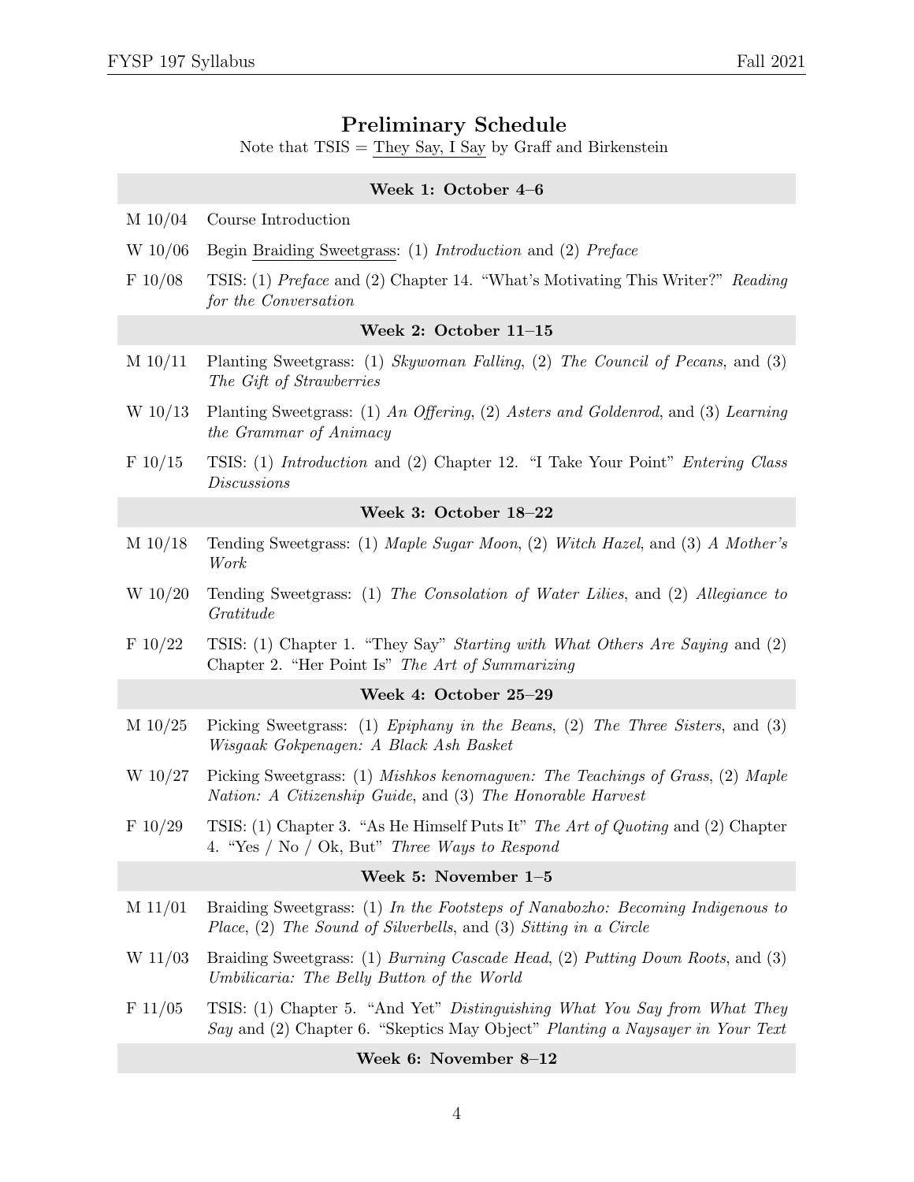## Preliminary Schedule

Note that TSIS = They Say, I Say by Graff and Birkenstein

**Week 1: October 4–6**

M 10/04 Course Introduction

W 10/06 Begin Braiding Sweetgrass: (1) *Introduction* and (2) *Preface*

F 10/08 TSIS: (1) *Preface* and (2) Chapter 14. "What's Motivating This Writer?" *Reading for the Conversation*

**Week 2: October 11–15**

M 10/11 Planting Sweetgrass: (1) *Skywoman Falling*, (2) *The Council of Pecans*, and (3) *The Gift of Strawberries*

W 10/13 Planting Sweetgrass: (1) *An Offering*, (2) *Asters and Goldenrod*, and (3) *Learning the Grammar of Animacy*

F 10/15 TSIS: (1) *Introduction* and (2) Chapter 12. "I Take Your Point" *Entering Class Discussions*

**Week 3: October 18–22**

M 10/18 Tending Sweetgrass: (1) *Maple Sugar Moon*, (2) *Witch Hazel*, and (3) *A Mother's Work*

W 10/20 Tending Sweetgrass: (1) *The Consolation of Water Lilies*, and (2) *Allegiance to Gratitude*

F 10/22 TSIS: (1) Chapter 1. "They Say" *Starting with What Others Are Saying* and (2) Chapter 2. "Her Point Is" *The Art of Summarizing*

**Week 4: October 25–29**

M 10/25 Picking Sweetgrass: (1) *Epiphany in the Beans*, (2) *The Three Sisters*, and (3) *Wisgaak Gokpenagen: A Black Ash Basket*

W 10/27 Picking Sweetgrass: (1) *Mishkos kenomagwen: The Teachings of Grass*, (2) *Maple Nation: A Citizenship Guide*, and (3) *The Honorable Harvest*

F 10/29 TSIS: (1) Chapter 3. "As He Himself Puts It" *The Art of Quoting* and (2) Chapter 4. "Yes / No / Ok, But" *Three Ways to Respond*

**Week 5: November 1–5**

M 11/01 Braiding Sweetgrass: (1) *In the Footsteps of Nanabozho: Becoming Indigenous to Place*, (2) *The Sound of Silverbells*, and (3) *Sitting in a Circle*

W 11/03 Braiding Sweetgrass: (1) *Burning Cascade Head*, (2) *Putting Down Roots*, and (3) *Umbilicaria: The Belly Button of the World*

F 11/05 TSIS: (1) Chapter 5. "And Yet" *Distinguishing What You Say from What They Say* and (2) Chapter 6. "Skeptics May Object" *Planting a Naysayer in Your Text*

**Week 6: November 8–12**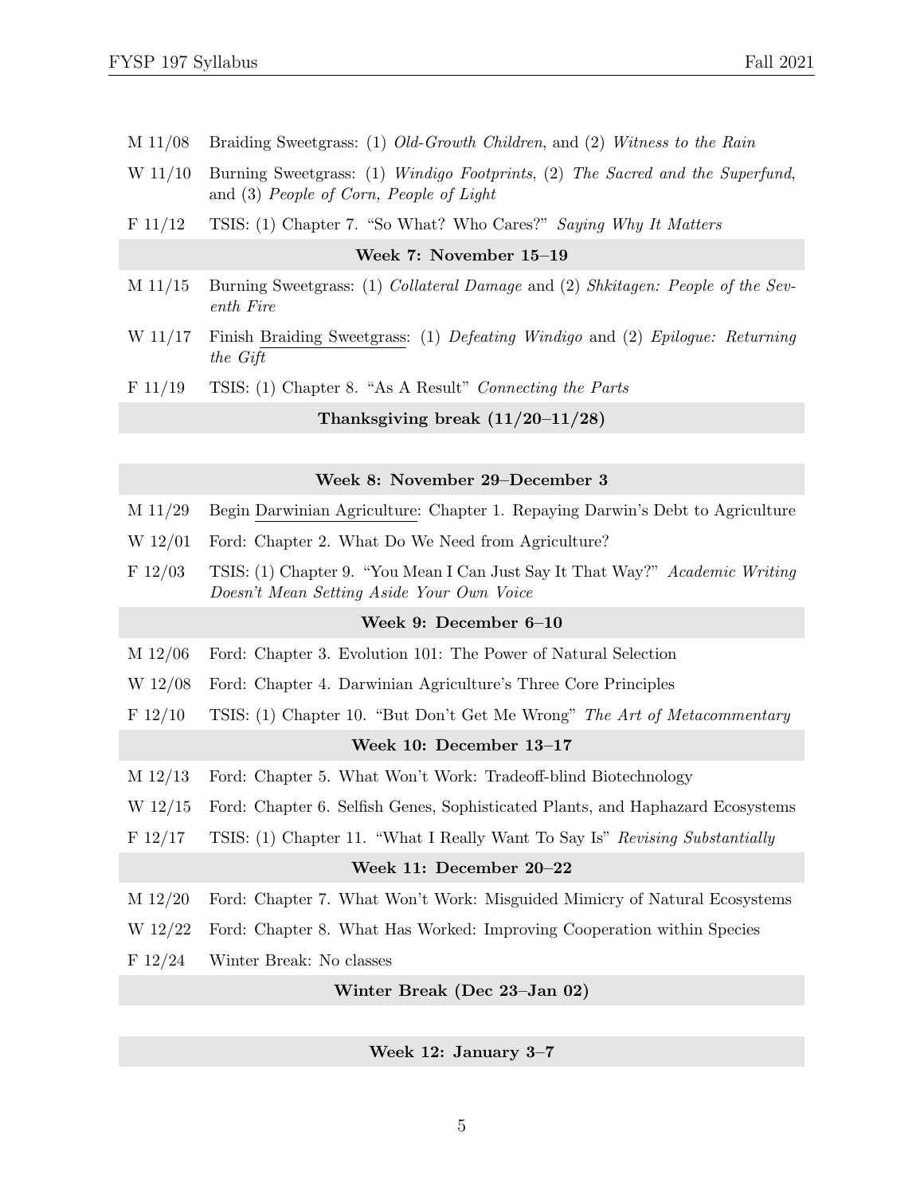| | |
|---|---|
| M 11/08 | Braiding Sweetgrass: (1) *Old-Growth Children*, and (2) *Witness to the Rain* |
| W 11/10 | Burning Sweetgrass: (1) *Windigo Footprints*, (2) *The Sacred and the Superfund*, and (3) *People of Corn, People of Light* |
| F 11/12 | TSIS: (1) Chapter 7. "So What? Who Cares?" *Saying Why It Matters* |
| **Week 7: November 15–19** | |
| M 11/15 | Burning Sweetgrass: (1) *Collateral Damage* and (2) *Shkitagen: People of the Seventh Fire* |
| W 11/17 | Finish Braiding Sweetgrass: (1) *Defeating Windigo* and (2) *Epilogue: Returning the Gift* |
| F 11/19 | TSIS: (1) Chapter 8. "As A Result" *Connecting the Parts* |
| **Thanksgiving break (11/20–11/28)** | |
| **Week 8: November 29–December 3** | |
| M 11/29 | Begin Darwinian Agriculture: Chapter 1. Repaying Darwin's Debt to Agriculture |
| W 12/01 | Ford: Chapter 2. What Do We Need from Agriculture? |
| F 12/03 | TSIS: (1) Chapter 9. "You Mean I Can Just Say It That Way?" *Academic Writing Doesn't Mean Setting Aside Your Own Voice* |
| **Week 9: December 6–10** | |
| M 12/06 | Ford: Chapter 3. Evolution 101: The Power of Natural Selection |
| W 12/08 | Ford: Chapter 4. Darwinian Agriculture's Three Core Principles |
| F 12/10 | TSIS: (1) Chapter 10. "But Don't Get Me Wrong" *The Art of Metacommentary* |
| **Week 10: December 13–17** | |
| M 12/13 | Ford: Chapter 5. What Won't Work: Tradeoff-blind Biotechnology |
| W 12/15 | Ford: Chapter 6. Selfish Genes, Sophisticated Plants, and Haphazard Ecosystems |
| F 12/17 | TSIS: (1) Chapter 11. "What I Really Want To Say Is" *Revising Substantially* |
| **Week 11: December 20–22** | |
| M 12/20 | Ford: Chapter 7. What Won't Work: Misguided Mimicry of Natural Ecosystems |
| W 12/22 | Ford: Chapter 8. What Has Worked: Improving Cooperation within Species |
| F 12/24 | Winter Break: No classes |
| **Winter Break (Dec 23–Jan 02)** | |
| **Week 12: January 3–7** | |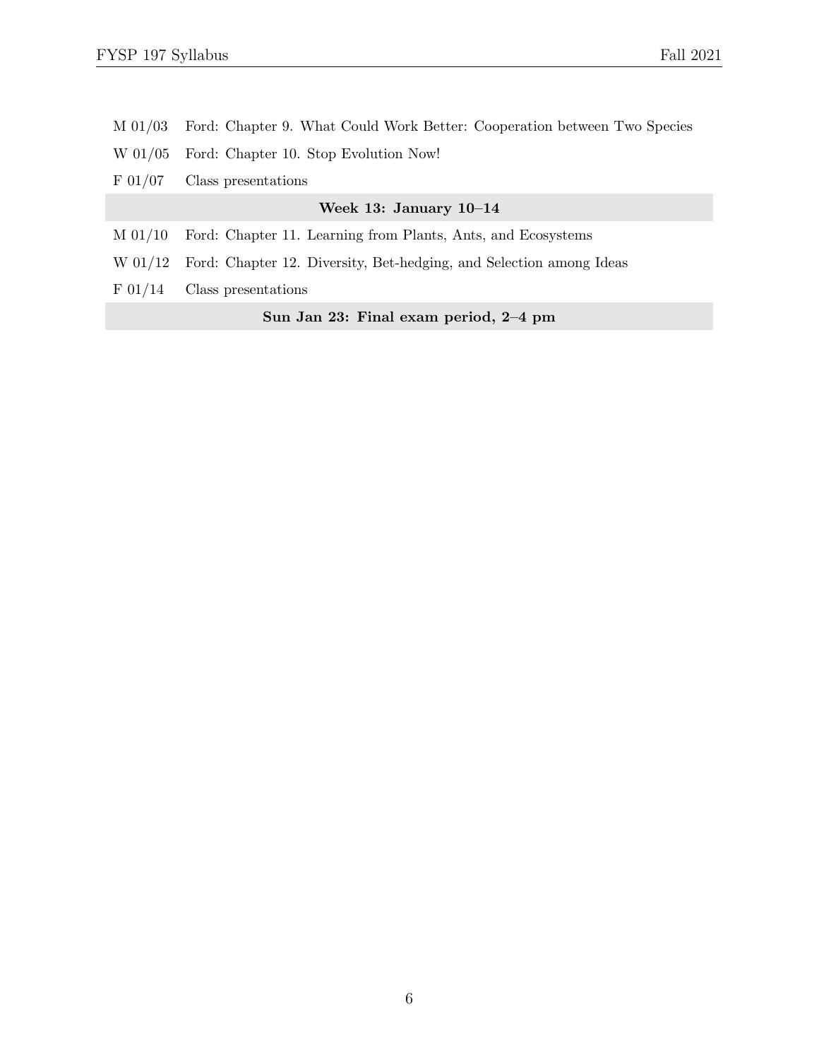| | |
|---|---|
| M 01/03 | Ford: Chapter 9. What Could Work Better: Cooperation between Two Species |
| W 01/05 | Ford: Chapter 10. Stop Evolution Now! |
| F 01/07 | Class presentations |
| **Week 13: January 10–14** | |
| M 01/10 | Ford: Chapter 11. Learning from Plants, Ants, and Ecosystems |
| W 01/12 | Ford: Chapter 12. Diversity, Bet-hedging, and Selection among Ideas |
| F 01/14 | Class presentations |
| **Sun Jan 23: Final exam period, 2–4 pm** | |